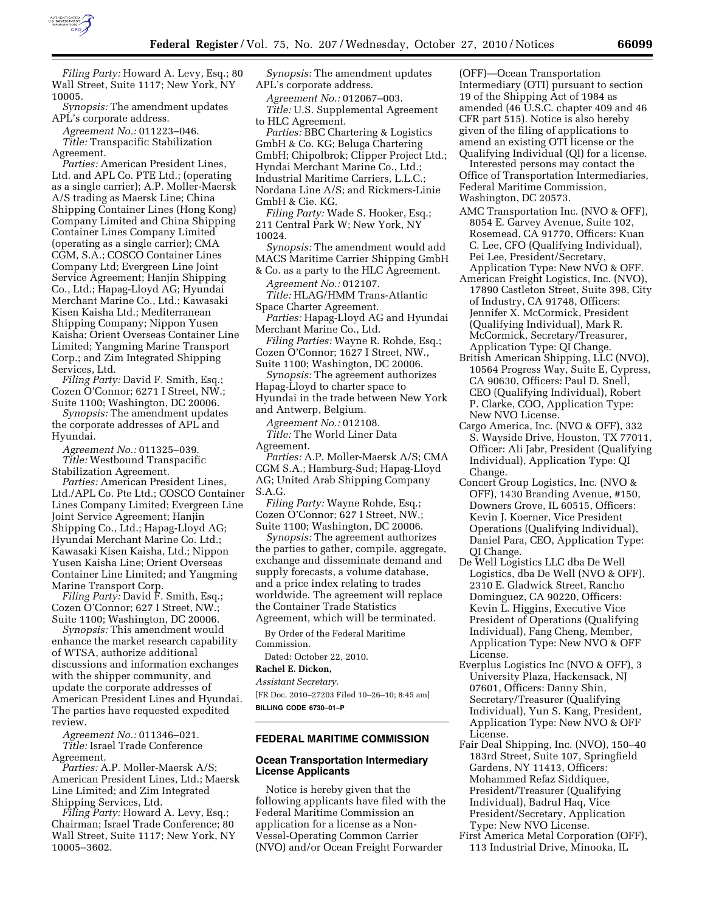*Filing Party:* Howard A. Levy, Esq.; 80 Wall Street, Suite 1117; New York, NY 10005.

*Synopsis:* The amendment updates APL's corporate address.

*Agreement No.:* 011223–046.

*Title:* Transpacific Stabilization Agreement.

*Parties:* American President Lines, Ltd. and APL Co. PTE Ltd.; (operating as a single carrier); A.P. Moller-Maersk A/S trading as Maersk Line; China Shipping Container Lines (Hong Kong) Company Limited and China Shipping Container Lines Company Limited (operating as a single carrier); CMA CGM, S.A.; COSCO Container Lines Company Ltd; Evergreen Line Joint Service Agreement; Hanjin Shipping Co., Ltd.; Hapag-Lloyd AG; Hyundai Merchant Marine Co., Ltd.; Kawasaki Kisen Kaisha Ltd.; Mediterranean Shipping Company; Nippon Yusen Kaisha; Orient Overseas Container Line Limited; Yangming Marine Transport Corp.; and Zim Integrated Shipping Services, Ltd.

*Filing Party:* David F. Smith, Esq.; Cozen O'Connor; 6271 I Street, NW.; Suite 1100; Washington, DC 20006.

*Synopsis:* The amendment updates the corporate addresses of APL and Hyundai.

*Agreement No.:* 011325–039.

*Title:* Westbound Transpacific Stabilization Agreement.

*Parties:* American President Lines, Ltd./APL Co. Pte Ltd.; COSCO Container Lines Company Limited; Evergreen Line Joint Service Agreement; Hanjin Shipping Co., Ltd.; Hapag-Lloyd AG; Hyundai Merchant Marine Co. Ltd.; Kawasaki Kisen Kaisha, Ltd.; Nippon Yusen Kaisha Line; Orient Overseas Container Line Limited; and Yangming Marine Transport Corp.

*Filing Party:* David F. Smith, Esq.; Cozen O'Connor; 627 I Street, NW.; Suite 1100; Washington, DC 20006.

*Synopsis:* This amendment would enhance the market research capability of WTSA, authorize additional discussions and information exchanges with the shipper community, and update the corporate addresses of American President Lines and Hyundai. The parties have requested expedited review.

*Agreement No.:* 011346–021.

*Title:* Israel Trade Conference Agreement.

*Parties:* A.P. Moller-Maersk A/S; American President Lines, Ltd.; Maersk Line Limited; and Zim Integrated Shipping Services, Ltd.

*Filing Party:* Howard A. Levy, Esq.; Chairman; Israel Trade Conference; 80 Wall Street, Suite 1117; New York, NY 10005–3602.

*Synopsis:* The amendment updates APL's corporate address.

*Agreement No.:* 012067–003.

*Title:* U.S. Supplemental Agreement to HLC Agreement.

*Parties:* BBC Chartering & Logistics GmbH & Co. KG; Beluga Chartering GmbH; Chipolbrok; Clipper Project Ltd.; Hyndai Merchant Marine Co., Ltd.; Industrial Maritime Carriers, L.L.C.; Nordana Line A/S; and Rickmers-Linie GmbH & Cie. KG.

*Filing Party:* Wade S. Hooker, Esq.; 211 Central Park W; New York, NY 10024.

*Synopsis:* The amendment would add MACS Maritime Carrier Shipping GmbH & Co. as a party to the HLC Agreement.

*Agreement No.:* 012107.

*Title:* HLAG/HMM Trans-Atlantic Space Charter Agreement.

*Parties:* Hapag-Lloyd AG and Hyundai Merchant Marine Co., Ltd.

*Filing Parties:* Wayne R. Rohde, Esq.; Cozen O'Connor; 1627 I Street, NW., Suite 1100; Washington, DC 20006.

*Synopsis:* The agreement authorizes Hapag-Lloyd to charter space to Hyundai in the trade between New York and Antwerp, Belgium.

*Agreement No.:* 012108.

*Title:* The World Liner Data Agreement.

*Parties:* A.P. Moller-Maersk A/S; CMA CGM S.A.; Hamburg-Sud; Hapag-Lloyd AG; United Arab Shipping Company S.A.G.

*Filing Party:* Wayne Rohde, Esq.; Cozen O'Connor; 627 I Street, NW.; Suite 1100; Washington, DC 20006.

*Synopsis:* The agreement authorizes the parties to gather, compile, aggregate, exchange and disseminate demand and supply forecasts, a volume database, and a price index relating to trades worldwide. The agreement will replace the Container Trade Statistics Agreement, which will be terminated.

By Order of the Federal Maritime Commission.

Dated: October 22, 2010.

**Rachel E. Dickon,**

*Assistant Secretary.*

[FR Doc. 2010–27203 Filed 10–26–10; 8:45 am]

**BILLING CODE 6730–01–P**

## FEDERAL MARITIME COMMISSION

### Ocean Transportation Intermediary License Applicants

Notice is hereby given that the following applicants have filed with the Federal Maritime Commission an application for a license as a Non-Vessel-Operating Common Carrier (NVO) and/or Ocean Freight Forwarder (OFF)—Ocean Transportation Intermediary (OTI) pursuant to section 19 of the Shipping Act of 1984 as amended (46 U.S.C. chapter 409 and 46 CFR part 515). Notice is also hereby given of the filing of applications to amend an existing OTI license or the Qualifying Individual (QI) for a license.

Interested persons may contact the Office of Transportation Intermediaries, Federal Maritime Commission, Washington, DC 20573.

AMC Transportation Inc. (NVO & OFF), 8054 E. Garvey Avenue, Suite 102, Rosemead, CA 91770, Officers: Kuan C. Lee, CFO (Qualifying Individual), Pei Lee, President/Secretary, Application Type: New NVO & OFF.

American Freight Logistics, Inc. (NVO), 17890 Castleton Street, Suite 398, City of Industry, CA 91748, Officers: Jennifer X. McCormick, President (Qualifying Individual), Mark R. McCormick, Secretary/Treasurer, Application Type: QI Change.

British American Shipping, LLC (NVO), 10564 Progress Way, Suite E, Cypress, CA 90630, Officers: Paul D. Snell, CEO (Qualifying Individual), Robert P. Clarke, COO, Application Type: New NVO License.

Cargo America, Inc. (NVO & OFF), 332 S. Wayside Drive, Houston, TX 77011, Officer: Ali Jabr, President (Qualifying Individual), Application Type: QI Change.

Concert Group Logistics, Inc. (NVO & OFF), 1430 Branding Avenue, #150, Downers Grove, IL 60515, Officers: Kevin J. Koerner, Vice President Operations (Qualifying Individual), Daniel Para, CEO, Application Type: QI Change.

De Well Logistics LLC dba De Well Logistics, dba De Well (NVO & OFF), 2310 E. Gladwick Street, Rancho Dominguez, CA 90220, Officers: Kevin L. Higgins, Executive Vice President of Operations (Qualifying Individual), Fang Cheng, Member, Application Type: New NVO & OFF License.

Everplus Logistics Inc (NVO & OFF), 3 University Plaza, Hackensack, NJ 07601, Officers: Danny Shin, Secretary/Treasurer (Qualifying Individual), Yun S. Kang, President, Application Type: New NVO & OFF License.

Fair Deal Shipping, Inc. (NVO), 150–40 183rd Street, Suite 107, Springfield Gardens, NY 11413, Officers: Mohammed Refaz Siddiquee, President/Treasurer (Qualifying Individual), Badrul Haq, Vice President/Secretary, Application Type: New NVO License.

First America Metal Corporation (OFF), 113 Industrial Drive, Minooka, IL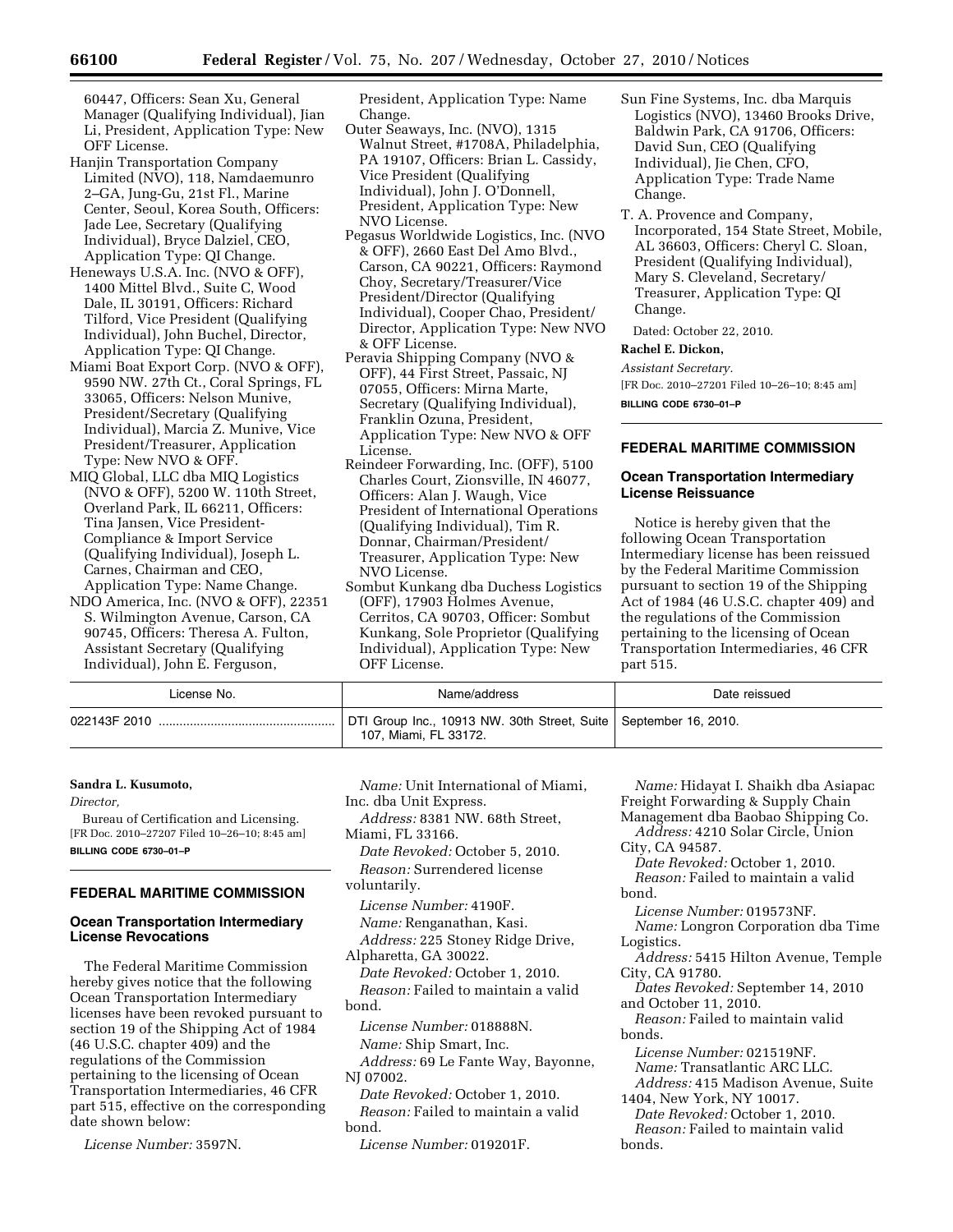60447, Officers: Sean Xu, General Manager (Qualifying Individual), Jian Li, President, Application Type: New OFF License.

Hanjin Transportation Company Limited (NVO), 118, Namdaemunro 2–GA, Jung-Gu, 21st Fl., Marine Center, Seoul, Korea South, Officers: Jade Lee, Secretary (Qualifying Individual), Bryce Dalziel, CEO, Application Type: QI Change.

Heneways U.S.A. Inc. (NVO & OFF), 1400 Mittel Blvd., Suite C, Wood Dale, IL 30191, Officers: Richard Tilford, Vice President (Qualifying Individual), John Buchel, Director, Application Type: QI Change.

Miami Boat Export Corp. (NVO & OFF), 9590 NW. 27th Ct., Coral Springs, FL 33065, Officers: Nelson Munive, President/Secretary (Qualifying Individual), Marcia Z. Munive, Vice President/Treasurer, Application Type: New NVO & OFF.

MIQ Global, LLC dba MIQ Logistics (NVO & OFF), 5200 W. 110th Street, Overland Park, IL 66211, Officers: Tina Jansen, Vice President-Compliance & Import Service (Qualifying Individual), Joseph L. Carnes, Chairman and CEO, Application Type: Name Change.

NDO America, Inc. (NVO & OFF), 22351 S. Wilmington Avenue, Carson, CA 90745, Officers: Theresa A. Fulton, Assistant Secretary (Qualifying Individual), John E. Ferguson, President, Application Type: Name Change.

Outer Seaways, Inc. (NVO), 1315 Walnut Street, #1708A, Philadelphia, PA 19107, Officers: Brian L. Cassidy, Vice President (Qualifying Individual), John J. O'Donnell, President, Application Type: New NVO License.

Pegasus Worldwide Logistics, Inc. (NVO & OFF), 2660 East Del Amo Blvd., Carson, CA 90221, Officers: Raymond Choy, Secretary/Treasurer/Vice President/Director (Qualifying Individual), Cooper Chao, President/Director, Application Type: New NVO & OFF License.

Peravia Shipping Company (NVO & OFF), 44 First Street, Passaic, NJ 07055, Officers: Mirna Marte, Secretary (Qualifying Individual), Franklin Ozuna, President, Application Type: New NVO & OFF License.

Reindeer Forwarding, Inc. (OFF), 5100 Charles Court, Zionsville, IN 46077, Officers: Alan J. Waugh, Vice President of International Operations (Qualifying Individual), Tim R. Donnar, Chairman/President/Treasurer, Application Type: New NVO License.

Sombut Kunkang dba Duchess Logistics (OFF), 17903 Holmes Avenue, Cerritos, CA 90703, Officer: Sombut Kunkang, Sole Proprietor (Qualifying Individual), Application Type: New OFF License.

Sun Fine Systems, Inc. dba Marquis Logistics (NVO), 13460 Brooks Drive, Baldwin Park, CA 91706, Officers: David Sun, CEO (Qualifying Individual), Jie Chen, CFO, Application Type: Trade Name Change.

T. A. Provence and Company, Incorporated, 154 State Street, Mobile, AL 36603, Officers: Cheryl C. Sloan, President (Qualifying Individual), Mary S. Cleveland, Secretary/Treasurer, Application Type: QI Change.

Dated: October 22, 2010.

**Rachel E. Dickon,**

*Assistant Secretary.*

[FR Doc. 2010–27201 Filed 10–26–10; 8:45 am]

**BILLING CODE 6730–01–P**

## FEDERAL MARITIME COMMISSION

### Ocean Transportation Intermediary License Reissuance

Notice is hereby given that the following Ocean Transportation Intermediary license has been reissued by the Federal Maritime Commission pursuant to section 19 of the Shipping Act of 1984 (46 U.S.C. chapter 409) and the regulations of the Commission pertaining to the licensing of Ocean Transportation Intermediaries, 46 CFR part 515.

| License No. | Name/address | Date reissued |
|---|---|---|
| 022143F 2010 | DTI Group Inc., 10913 NW. 30th Street, Suite 107, Miami, FL 33172. | September 16, 2010. |

**Sandra L. Kusumoto,**

*Director,*

Bureau of Certification and Licensing.

[FR Doc. 2010–27207 Filed 10–26–10; 8:45 am]

**BILLING CODE 6730–01–P**

## FEDERAL MARITIME COMMISSION

### Ocean Transportation Intermediary License Revocations

The Federal Maritime Commission hereby gives notice that the following Ocean Transportation Intermediary licenses have been revoked pursuant to section 19 of the Shipping Act of 1984 (46 U.S.C. chapter 409) and the regulations of the Commission pertaining to the licensing of Ocean Transportation Intermediaries, 46 CFR part 515, effective on the corresponding date shown below:

*License Number:* 3597N.

*Name:* Unit International of Miami, Inc. dba Unit Express.

*Address:* 8381 NW. 68th Street, Miami, FL 33166.

*Date Revoked:* October 5, 2010.

*Reason:* Surrendered license voluntarily.

*License Number:* 4190F.

*Name:* Renganathan, Kasi.

*Address:* 225 Stoney Ridge Drive, Alpharetta, GA 30022.

*Date Revoked:* October 1, 2010.

*Reason:* Failed to maintain a valid bond.

*License Number:* 018888N.

*Name:* Ship Smart, Inc.

*Address:* 69 Le Fante Way, Bayonne, NJ 07002.

*Date Revoked:* October 1, 2010.

*Reason:* Failed to maintain a valid bond.

*License Number:* 019201F.

*Name:* Hidayat I. Shaikh dba Asiapac Freight Forwarding & Supply Chain Management dba Baobao Shipping Co.

*Address:* 4210 Solar Circle, Union City, CA 94587.

*Date Revoked:* October 1, 2010.

*Reason:* Failed to maintain a valid bond.

*License Number:* 019573NF.

*Name:* Longron Corporation dba Time Logistics.

*Address:* 5415 Hilton Avenue, Temple City, CA 91780.

*Dates Revoked:* September 14, 2010 and October 11, 2010.

*Reason:* Failed to maintain valid bonds.

*License Number:* 021519NF.

*Name:* Transatlantic ARC LLC.

*Address:* 415 Madison Avenue, Suite 1404, New York, NY 10017.

*Date Revoked:* October 1, 2010.

*Reason:* Failed to maintain valid bonds.